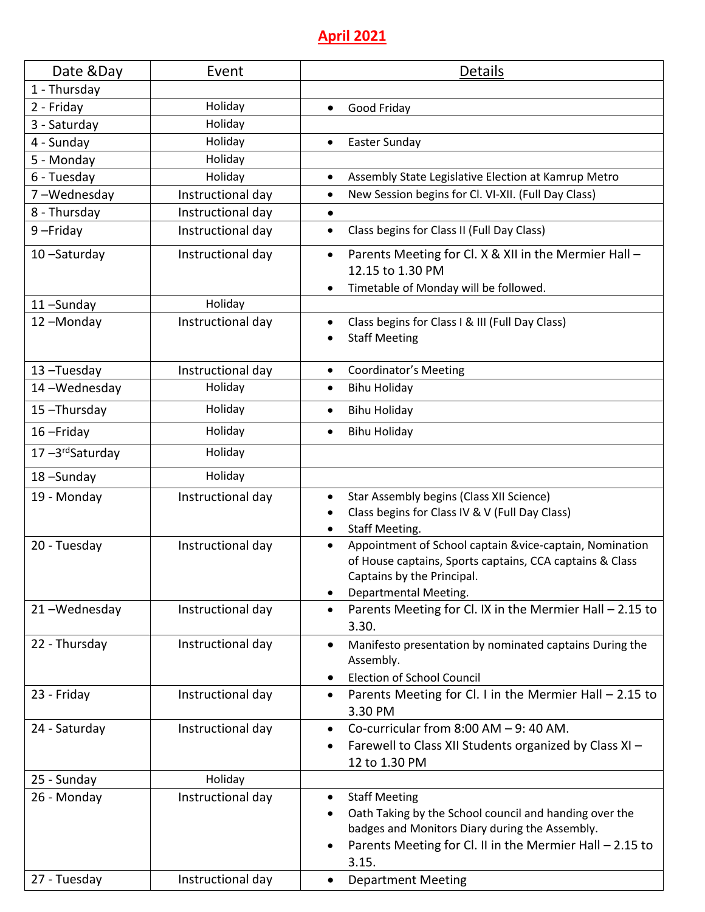# April 2021

| Date &Day | Event | Details |
|---|---|---|
| 1 - Thursday | | |
| 2 - Friday | Holiday | • Good Friday |
| 3 - Saturday | Holiday | |
| 4 - Sunday | Holiday | • Easter Sunday |
| 5 - Monday | Holiday | |
| 6 - Tuesday | Holiday | • Assembly State Legislative Election at Kamrup Metro |
| 7 –Wednesday | Instructional day | • New Session begins for Cl. VI-XII. (Full Day Class) |
| 8 - Thursday | Instructional day | • |
| 9 –Friday | Instructional day | • Class begins for Class II (Full Day Class) |
| 10 –Saturday | Instructional day | • Parents Meeting for Cl. X & XII in the Mermier Hall – 12.15 to 1.30 PM<br>• Timetable of Monday will be followed. |
| 11 –Sunday | Holiday | |
| 12 –Monday | Instructional day | • Class begins for Class I & III (Full Day Class)<br>• Staff Meeting |
| 13 –Tuesday | Instructional day | • Coordinator's Meeting |
| 14 –Wednesday | Holiday | • Bihu Holiday |
| 15 –Thursday | Holiday | • Bihu Holiday |
| 16 –Friday | Holiday | • Bihu Holiday |
| 17 –3rd Saturday | Holiday | |
| 18 –Sunday | Holiday | |
| 19 - Monday | Instructional day | • Star Assembly begins (Class XII Science)<br>• Class begins for Class IV & V (Full Day Class)<br>• Staff Meeting. |
| 20 - Tuesday | Instructional day | • Appointment of School captain &vice-captain, Nomination of House captains, Sports captains, CCA captains & Class Captains by the Principal.<br>• Departmental Meeting. |
| 21 –Wednesday | Instructional day | • Parents Meeting for Cl. IX in the Mermier Hall – 2.15 to 3.30. |
| 22 - Thursday | Instructional day | • Manifesto presentation by nominated captains During the Assembly.<br>• Election of School Council |
| 23 - Friday | Instructional day | • Parents Meeting for Cl. I in the Mermier Hall – 2.15 to 3.30 PM |
| 24 - Saturday | Instructional day | • Co-curricular from 8:00 AM – 9: 40 AM.<br>• Farewell to Class XII Students organized by Class XI – 12 to 1.30 PM |
| 25 - Sunday | Holiday | |
| 26 - Monday | Instructional day | • Staff Meeting<br>• Oath Taking by the School council and handing over the badges and Monitors Diary during the Assembly.<br>• Parents Meeting for Cl. II in the Mermier Hall – 2.15 to 3.15. |
| 27 - Tuesday | Instructional day | • Department Meeting |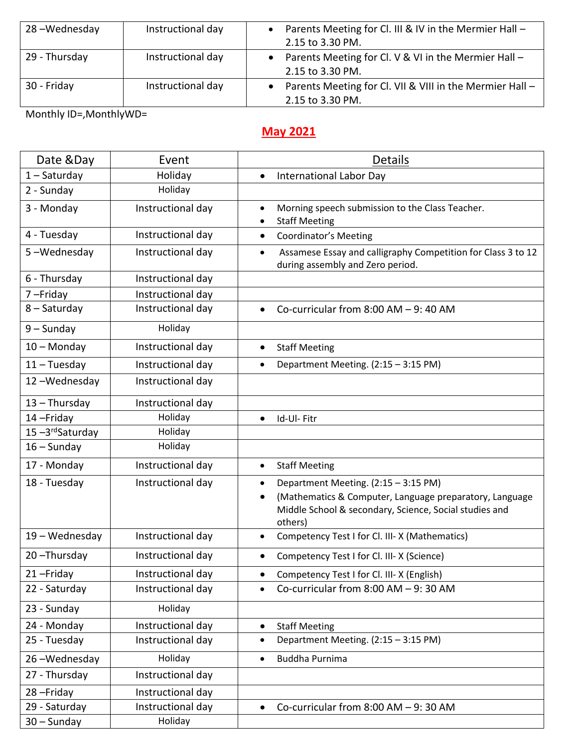| 28 –Wednesday | Instructional day | • Parents Meeting for Cl. III & IV in the Mermier Hall – 2.15 to 3.30 PM. |
|---|---|---|
| 29 - Thursday | Instructional day | • Parents Meeting for Cl. V & VI in the Mermier Hall – 2.15 to 3.30 PM. |
| 30 - Friday | Instructional day | • Parents Meeting for Cl. VII & VIII in the Mermier Hall – 2.15 to 3.30 PM. |

Monthly ID=,MonthlyWD=

## May 2021

| Date &Day | Event | Details |
|---|---|---|
| 1 – Saturday | Holiday | • International Labor Day |
| 2 - Sunday | Holiday | |
| 3 - Monday | Instructional day | • Morning speech submission to the Class Teacher.<br>• Staff Meeting |
| 4 - Tuesday | Instructional day | • Coordinator's Meeting |
| 5 –Wednesday | Instructional day | • Assamese Essay and calligraphy Competition for Class 3 to 12 during assembly and Zero period. |
| 6 - Thursday | Instructional day | |
| 7 –Friday | Instructional day | |
| 8 – Saturday | Instructional day | • Co-curricular from 8:00 AM – 9: 40 AM |
| 9 – Sunday | Holiday | |
| 10 – Monday | Instructional day | • Staff Meeting |
| 11 – Tuesday | Instructional day | • Department Meeting. (2:15 – 3:15 PM) |
| 12 –Wednesday | Instructional day | |
| 13 – Thursday | Instructional day | |
| 14 –Friday | Holiday | • Id-Ul- Fitr |
| 15 –3rdSaturday | Holiday | |
| 16 – Sunday | Holiday | |
| 17 - Monday | Instructional day | • Staff Meeting |
| 18 - Tuesday | Instructional day | • Department Meeting. (2:15 – 3:15 PM)<br>• (Mathematics & Computer, Language preparatory, Language Middle School & secondary, Science, Social studies and others) |
| 19 – Wednesday | Instructional day | • Competency Test I for Cl. III- X (Mathematics) |
| 20 –Thursday | Instructional day | • Competency Test I for Cl. III- X (Science) |
| 21 –Friday | Instructional day | • Competency Test I for Cl. III- X (English) |
| 22 - Saturday | Instructional day | • Co-curricular from 8:00 AM – 9: 30 AM |
| 23 - Sunday | Holiday | |
| 24 - Monday | Instructional day | • Staff Meeting |
| 25 - Tuesday | Instructional day | • Department Meeting. (2:15 – 3:15 PM) |
| 26 –Wednesday | Holiday | • Buddha Purnima |
| 27 - Thursday | Instructional day | |
| 28 –Friday | Instructional day | |
| 29 - Saturday | Instructional day | • Co-curricular from 8:00 AM – 9: 30 AM |
| 30 – Sunday | Holiday | |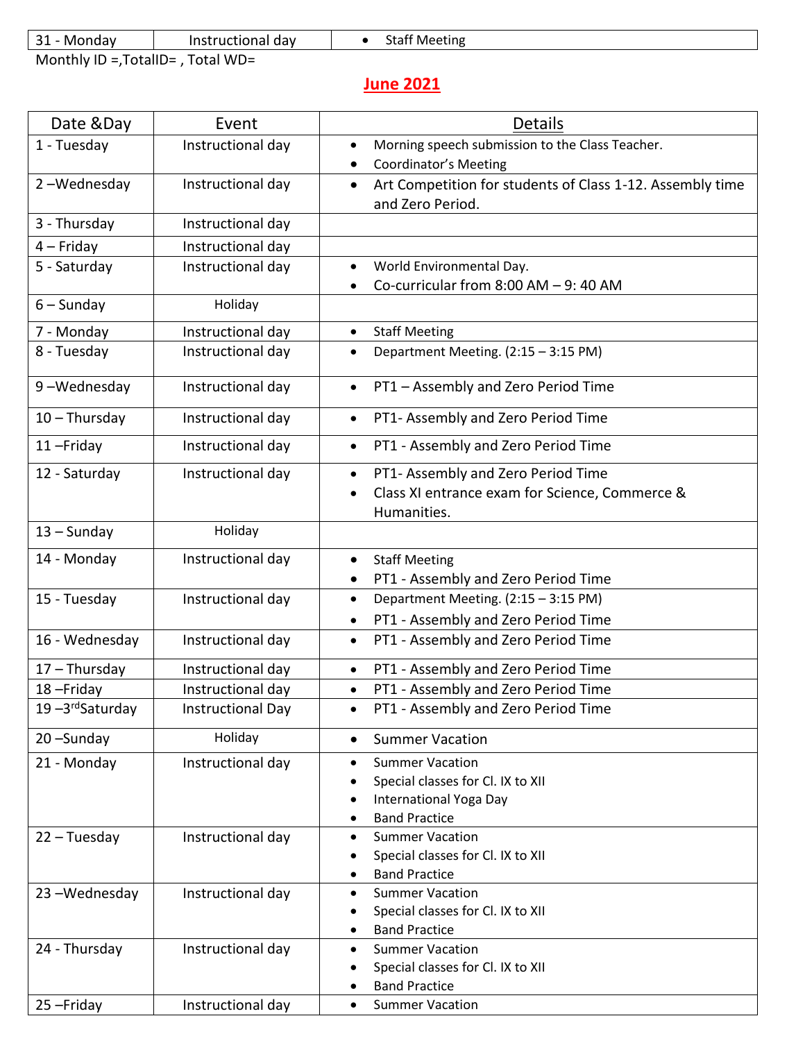| 31 - Monday | Instructional day | • Staff Meeting |
|---|---|---|

Monthly ID =,TotalID= , Total WD=

## June 2021

| Date &Day | Event | Details |
|---|---|---|
| 1 - Tuesday | Instructional day | • Morning speech submission to the Class Teacher.<br>• Coordinator's Meeting |
| 2 –Wednesday | Instructional day | • Art Competition for students of Class 1-12. Assembly time and Zero Period. |
| 3 - Thursday | Instructional day | |
| 4 – Friday | Instructional day | |
| 5 - Saturday | Instructional day | • World Environmental Day.<br>• Co-curricular from 8:00 AM – 9: 40 AM |
| 6 – Sunday | Holiday | |
| 7 - Monday | Instructional day | • Staff Meeting |
| 8 - Tuesday | Instructional day | • Department Meeting. (2:15 – 3:15 PM) |
| 9 –Wednesday | Instructional day | • PT1 – Assembly and Zero Period Time |
| 10 – Thursday | Instructional day | • PT1- Assembly and Zero Period Time |
| 11 –Friday | Instructional day | • PT1 - Assembly and Zero Period Time |
| 12 - Saturday | Instructional day | • PT1- Assembly and Zero Period Time<br>• Class XI entrance exam for Science, Commerce & Humanities. |
| 13 – Sunday | Holiday | |
| 14 - Monday | Instructional day | • Staff Meeting<br>• PT1 - Assembly and Zero Period Time |
| 15 - Tuesday | Instructional day | • Department Meeting. (2:15 – 3:15 PM)<br>• PT1 - Assembly and Zero Period Time |
| 16 - Wednesday | Instructional day | • PT1 - Assembly and Zero Period Time |
| 17 – Thursday | Instructional day | • PT1 - Assembly and Zero Period Time |
| 18 –Friday | Instructional day | • PT1 - Assembly and Zero Period Time |
| 19 –3rd Saturday | Instructional Day | • PT1 - Assembly and Zero Period Time |
| 20 –Sunday | Holiday | • Summer Vacation |
| 21 - Monday | Instructional day | • Summer Vacation<br>• Special classes for Cl. IX to XII<br>• International Yoga Day<br>• Band Practice |
| 22 – Tuesday | Instructional day | • Summer Vacation<br>• Special classes for Cl. IX to XII<br>• Band Practice |
| 23 –Wednesday | Instructional day | • Summer Vacation<br>• Special classes for Cl. IX to XII<br>• Band Practice |
| 24 - Thursday | Instructional day | • Summer Vacation<br>• Special classes for Cl. IX to XII<br>• Band Practice |
| 25 –Friday | Instructional day | • Summer Vacation |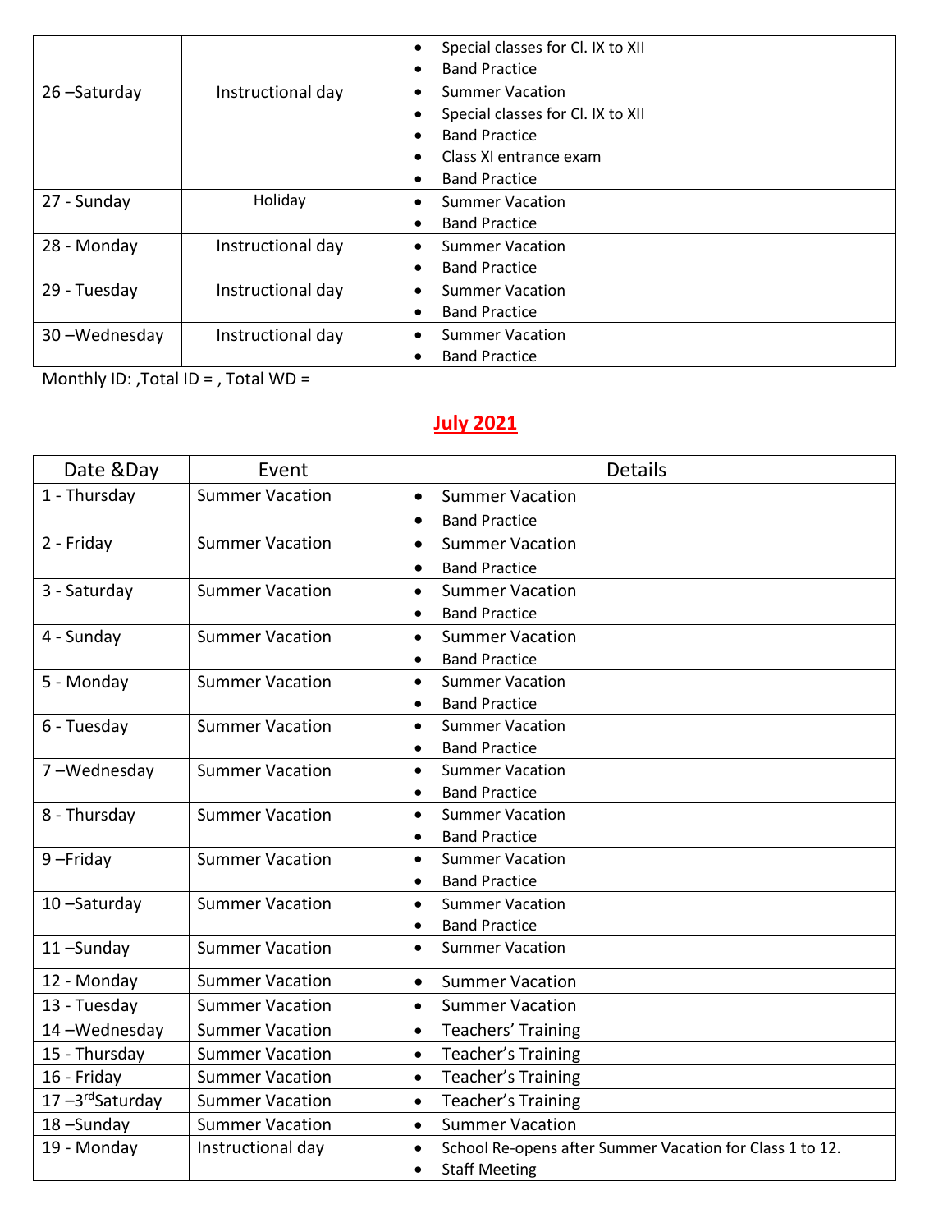| | | |
|---|---|---|
| | | • Special classes for Cl. IX to XII<br>• Band Practice |
| 26 –Saturday | Instructional day | • Summer Vacation<br>• Special classes for Cl. IX to XII<br>• Band Practice<br>• Class XI entrance exam<br>• Band Practice |
| 27 - Sunday | Holiday | • Summer Vacation<br>• Band Practice |
| 28 - Monday | Instructional day | • Summer Vacation<br>• Band Practice |
| 29 - Tuesday | Instructional day | • Summer Vacation<br>• Band Practice |
| 30 –Wednesday | Instructional day | • Summer Vacation<br>• Band Practice |

Monthly ID: ,Total ID = , Total WD =

## July 2021

| Date &Day | Event | Details |
|---|---|---|
| 1 - Thursday | Summer Vacation | • Summer Vacation<br>• Band Practice |
| 2 - Friday | Summer Vacation | • Summer Vacation<br>• Band Practice |
| 3 - Saturday | Summer Vacation | • Summer Vacation<br>• Band Practice |
| 4 - Sunday | Summer Vacation | • Summer Vacation<br>• Band Practice |
| 5 - Monday | Summer Vacation | • Summer Vacation<br>• Band Practice |
| 6 - Tuesday | Summer Vacation | • Summer Vacation<br>• Band Practice |
| 7 –Wednesday | Summer Vacation | • Summer Vacation<br>• Band Practice |
| 8 - Thursday | Summer Vacation | • Summer Vacation<br>• Band Practice |
| 9 –Friday | Summer Vacation | • Summer Vacation<br>• Band Practice |
| 10 –Saturday | Summer Vacation | • Summer Vacation<br>• Band Practice |
| 11 –Sunday | Summer Vacation | • Summer Vacation |
| 12 - Monday | Summer Vacation | • Summer Vacation |
| 13 - Tuesday | Summer Vacation | • Summer Vacation |
| 14 –Wednesday | Summer Vacation | • Teachers' Training |
| 15 - Thursday | Summer Vacation | • Teacher's Training |
| 16 - Friday | Summer Vacation | • Teacher's Training |
| 17 –3rd Saturday | Summer Vacation | • Teacher's Training |
| 18 –Sunday | Summer Vacation | • Summer Vacation |
| 19 - Monday | Instructional day | • School Re-opens after Summer Vacation for Class 1 to 12.<br>• Staff Meeting |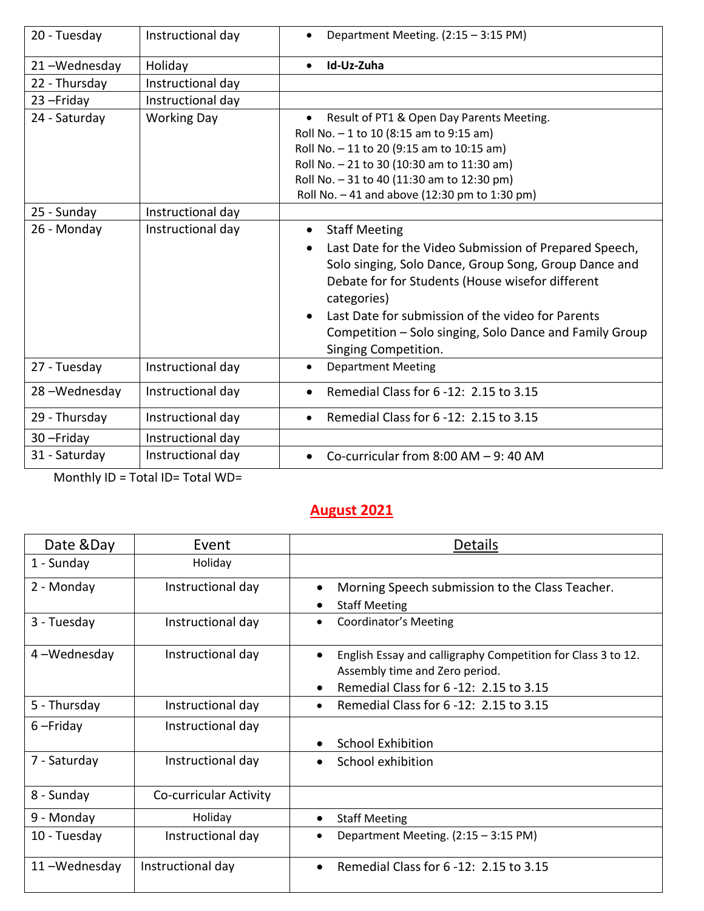| | | |
|---|---|---|
| 20 - Tuesday | Instructional day | • Department Meeting. (2:15 – 3:15 PM) |
| 21 –Wednesday | Holiday | • **Id-Uz-Zuha** |
| 22 - Thursday | Instructional day | |
| 23 –Friday | Instructional day | |
| 24 - Saturday | Working Day | • Result of PT1 & Open Day Parents Meeting.<br>Roll No. – 1 to 10 (8:15 am to 9:15 am)<br>Roll No. – 11 to 20 (9:15 am to 10:15 am)<br>Roll No. – 21 to 30 (10:30 am to 11:30 am)<br>Roll No. – 31 to 40 (11:30 am to 12:30 pm)<br>Roll No. – 41 and above (12:30 pm to 1:30 pm) |
| 25 - Sunday | Instructional day | |
| 26 - Monday | Instructional day | • Staff Meeting<br>• Last Date for the Video Submission of Prepared Speech, Solo singing, Solo Dance, Group Song, Group Dance and Debate for for Students (House wisefor different categories)<br>• Last Date for submission of the video for Parents Competition – Solo singing, Solo Dance and Family Group Singing Competition. |
| 27 - Tuesday | Instructional day | • Department Meeting |
| 28 –Wednesday | Instructional day | • Remedial Class for 6 -12: 2.15 to 3.15 |
| 29 - Thursday | Instructional day | • Remedial Class for 6 -12: 2.15 to 3.15 |
| 30 –Friday | Instructional day | |
| 31 - Saturday | Instructional day | • Co-curricular from 8:00 AM – 9: 40 AM |

Monthly ID = Total ID= Total WD=

## August 2021

| Date &Day | Event | Details |
|---|---|---|
| 1 - Sunday | Holiday | |
| 2 - Monday | Instructional day | • Morning Speech submission to the Class Teacher.<br>• Staff Meeting |
| 3 - Tuesday | Instructional day | • Coordinator's Meeting |
| 4 –Wednesday | Instructional day | • English Essay and calligraphy Competition for Class 3 to 12. Assembly time and Zero period.<br>• Remedial Class for 6 -12: 2.15 to 3.15 |
| 5 - Thursday | Instructional day | • Remedial Class for 6 -12: 2.15 to 3.15 |
| 6 –Friday | Instructional day | • School Exhibition |
| 7 - Saturday | Instructional day | • School exhibition |
| 8 - Sunday | Co-curricular Activity | |
| 9 - Monday | Holiday | • Staff Meeting |
| 10 - Tuesday | Instructional day | • Department Meeting. (2:15 – 3:15 PM) |
| 11 –Wednesday | Instructional day | • Remedial Class for 6 -12: 2.15 to 3.15 |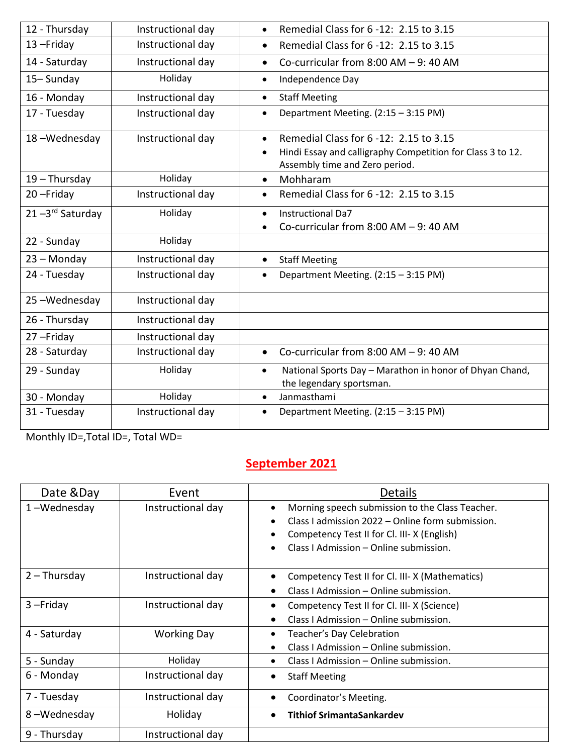| | | |
|---|---|---|
| 12 - Thursday | Instructional day | • Remedial Class for 6 -12: 2.15 to 3.15 |
| 13 –Friday | Instructional day | • Remedial Class for 6 -12: 2.15 to 3.15 |
| 14 - Saturday | Instructional day | • Co-curricular from 8:00 AM – 9: 40 AM |
| 15– Sunday | Holiday | • Independence Day |
| 16 - Monday | Instructional day | • Staff Meeting |
| 17 - Tuesday | Instructional day | • Department Meeting. (2:15 – 3:15 PM) |
| 18 –Wednesday | Instructional day | • Remedial Class for 6 -12: 2.15 to 3.15<br>• Hindi Essay and calligraphy Competition for Class 3 to 12. Assembly time and Zero period. |
| 19 – Thursday | Holiday | • Mohharam |
| 20 –Friday | Instructional day | • Remedial Class for 6 -12: 2.15 to 3.15 |
| 21 –3rd Saturday | Holiday | • Instructional Da7<br>• Co-curricular from 8:00 AM – 9: 40 AM |
| 22 - Sunday | Holiday | |
| 23 – Monday | Instructional day | • Staff Meeting |
| 24 - Tuesday | Instructional day | • Department Meeting. (2:15 – 3:15 PM) |
| 25 –Wednesday | Instructional day | |
| 26 - Thursday | Instructional day | |
| 27 –Friday | Instructional day | |
| 28 - Saturday | Instructional day | • Co-curricular from 8:00 AM – 9: 40 AM |
| 29 - Sunday | Holiday | • National Sports Day – Marathon in honor of Dhyan Chand, the legendary sportsman. |
| 30 - Monday | Holiday | • Janmasthami |
| 31 - Tuesday | Instructional day | • Department Meeting. (2:15 – 3:15 PM) |

Monthly ID=,Total ID=, Total WD=

## September 2021

| Date &Day | Event | Details |
|---|---|---|
| 1 –Wednesday | Instructional day | • Morning speech submission to the Class Teacher.<br>• Class I admission 2022 – Online form submission.<br>• Competency Test II for Cl. III- X (English)<br>• Class I Admission – Online submission. |
| 2 – Thursday | Instructional day | • Competency Test II for Cl. III- X (Mathematics)<br>• Class I Admission – Online submission. |
| 3 –Friday | Instructional day | • Competency Test II for Cl. III- X (Science)<br>• Class I Admission – Online submission. |
| 4 - Saturday | Working Day | • Teacher's Day Celebration<br>• Class I Admission – Online submission. |
| 5 - Sunday | Holiday | • Class I Admission – Online submission. |
| 6 - Monday | Instructional day | • Staff Meeting |
| 7 - Tuesday | Instructional day | • Coordinator's Meeting. |
| 8 –Wednesday | Holiday | • **Tithiof SrimantaSankardev** |
| 9 - Thursday | Instructional day | |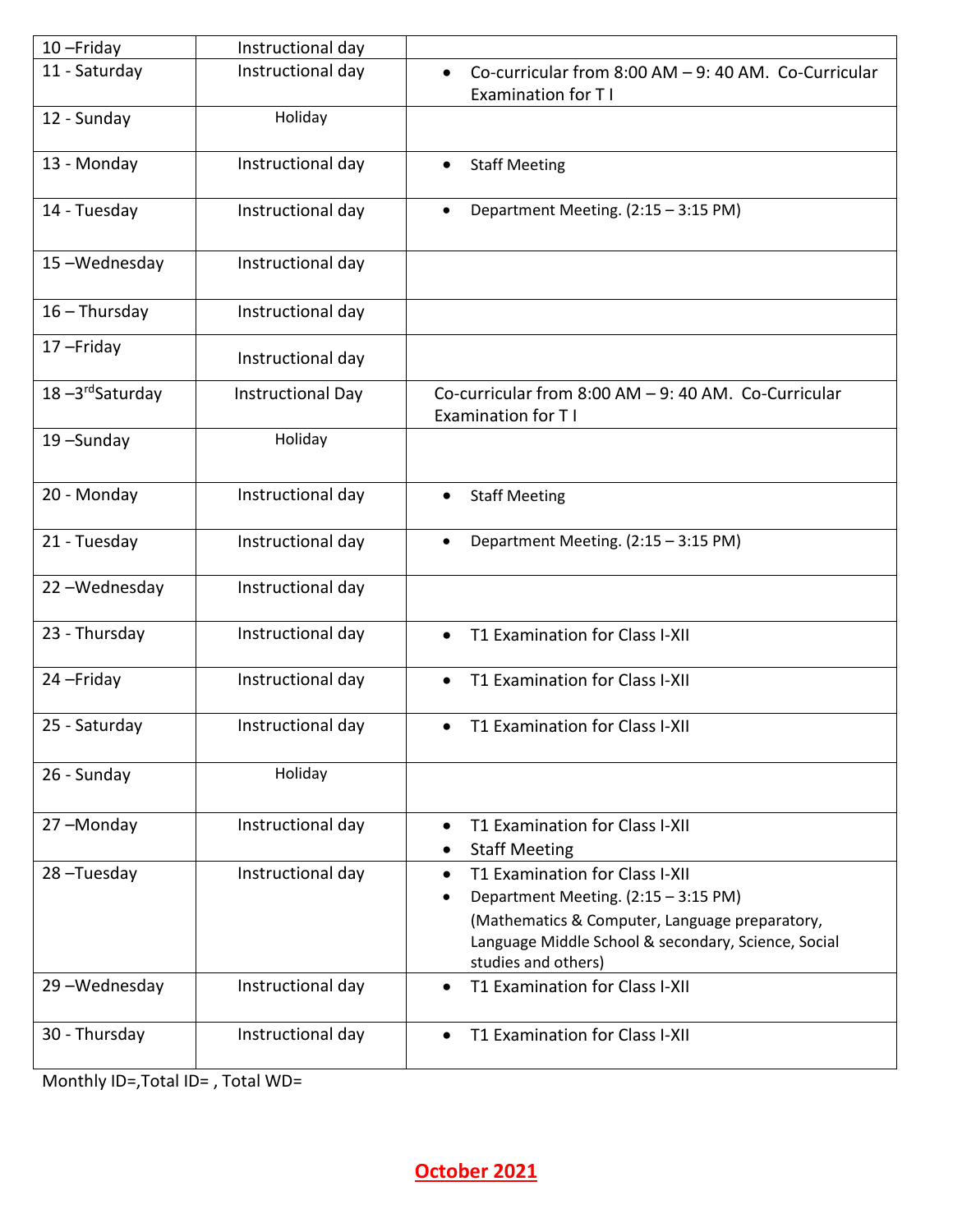| 10 –Friday | Instructional day | |
|---|---|---|
| 11 - Saturday | Instructional day | • Co-curricular from 8:00 AM – 9: 40 AM. Co-Curricular Examination for T I |
| 12 - Sunday | Holiday | |
| 13 - Monday | Instructional day | • Staff Meeting |
| 14 - Tuesday | Instructional day | • Department Meeting. (2:15 – 3:15 PM) |
| 15 –Wednesday | Instructional day | |
| 16 – Thursday | Instructional day | |
| 17 –Friday | Instructional day | |
| 18 –3rd Saturday | Instructional Day | Co-curricular from 8:00 AM – 9: 40 AM. Co-Curricular Examination for T I |
| 19 –Sunday | Holiday | |
| 20 - Monday | Instructional day | • Staff Meeting |
| 21 - Tuesday | Instructional day | • Department Meeting. (2:15 – 3:15 PM) |
| 22 –Wednesday | Instructional day | |
| 23 - Thursday | Instructional day | • T1 Examination for Class I-XII |
| 24 –Friday | Instructional day | • T1 Examination for Class I-XII |
| 25 - Saturday | Instructional day | • T1 Examination for Class I-XII |
| 26 - Sunday | Holiday | |
| 27 –Monday | Instructional day | • T1 Examination for Class I-XII<br>• Staff Meeting |
| 28 –Tuesday | Instructional day | • T1 Examination for Class I-XII<br>• Department Meeting. (2:15 – 3:15 PM) (Mathematics & Computer, Language preparatory, Language Middle School & secondary, Science, Social studies and others) |
| 29 –Wednesday | Instructional day | • T1 Examination for Class I-XII |
| 30 - Thursday | Instructional day | • T1 Examination for Class I-XII |

Monthly ID=,Total ID= , Total WD=

## October 2021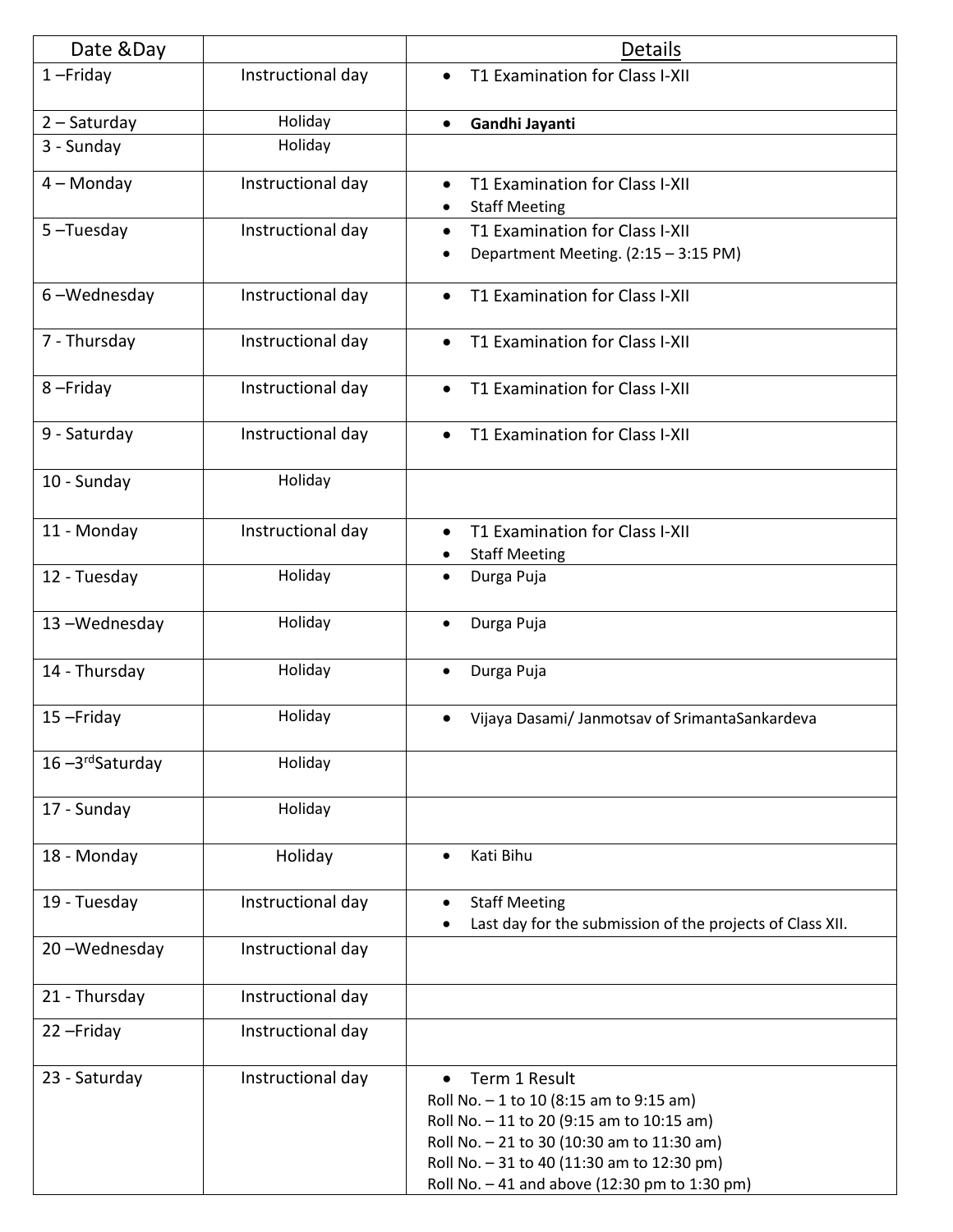| Date &Day | | Details |
|---|---|---|
| 1 –Friday | Instructional day | • T1 Examination for Class I-XII |
| 2 – Saturday | Holiday | • **Gandhi Jayanti** |
| 3 - Sunday | Holiday | |
| 4 – Monday | Instructional day | • T1 Examination for Class I-XII<br>• Staff Meeting |
| 5 –Tuesday | Instructional day | • T1 Examination for Class I-XII<br>• Department Meeting. (2:15 – 3:15 PM) |
| 6 –Wednesday | Instructional day | • T1 Examination for Class I-XII |
| 7 - Thursday | Instructional day | • T1 Examination for Class I-XII |
| 8 –Friday | Instructional day | • T1 Examination for Class I-XII |
| 9 - Saturday | Instructional day | • T1 Examination for Class I-XII |
| 10 - Sunday | Holiday | |
| 11 - Monday | Instructional day | • T1 Examination for Class I-XII<br>• Staff Meeting |
| 12 - Tuesday | Holiday | • Durga Puja |
| 13 –Wednesday | Holiday | • Durga Puja |
| 14 - Thursday | Holiday | • Durga Puja |
| 15 –Friday | Holiday | • Vijaya Dasami/ Janmotsav of SrimantaSankardeva |
| 16 –3rdSaturday | Holiday | |
| 17 - Sunday | Holiday | |
| 18 - Monday | Holiday | • Kati Bihu |
| 19 - Tuesday | Instructional day | • Staff Meeting<br>• Last day for the submission of the projects of Class XII. |
| 20 –Wednesday | Instructional day | |
| 21 - Thursday | Instructional day | |
| 22 –Friday | Instructional day | |
| 23 - Saturday | Instructional day | • Term 1 Result<br>Roll No. – 1 to 10 (8:15 am to 9:15 am)<br>Roll No. – 11 to 20 (9:15 am to 10:15 am)<br>Roll No. – 21 to 30 (10:30 am to 11:30 am)<br>Roll No. – 31 to 40 (11:30 am to 12:30 pm)<br>Roll No. – 41 and above (12:30 pm to 1:30 pm) |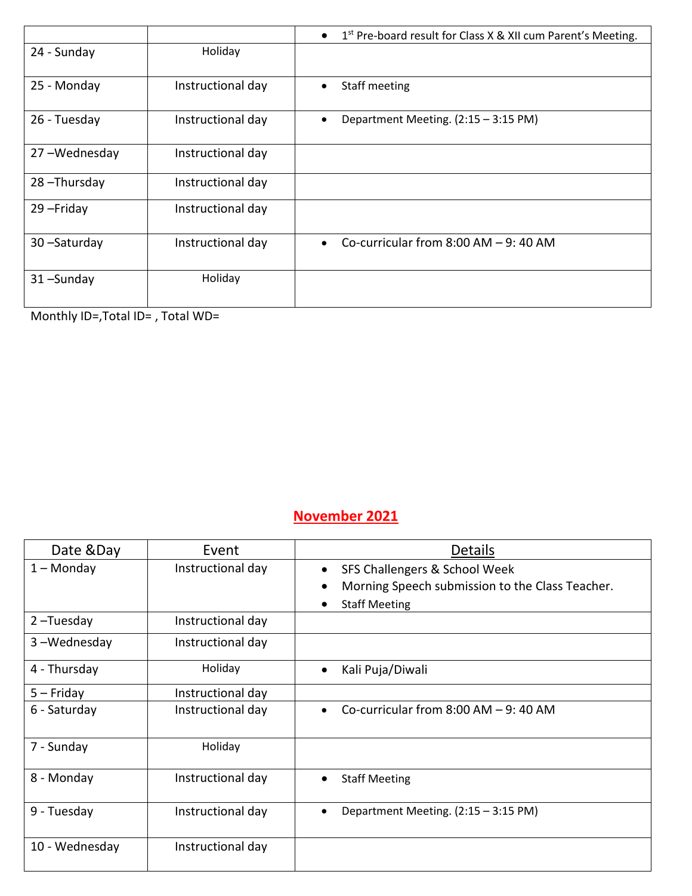| | | |
|---|---|---|
| | | • 1st Pre-board result for Class X & XII cum Parent's Meeting. |
| 24 - Sunday | Holiday | |
| 25 - Monday | Instructional day | • Staff meeting |
| 26 - Tuesday | Instructional day | • Department Meeting. (2:15 – 3:15 PM) |
| 27 –Wednesday | Instructional day | |
| 28 –Thursday | Instructional day | |
| 29 –Friday | Instructional day | |
| 30 –Saturday | Instructional day | • Co-curricular from 8:00 AM – 9: 40 AM |
| 31 –Sunday | Holiday | |

Monthly ID=,Total ID= , Total WD=

## November 2021

| Date &Day | Event | Details |
|---|---|---|
| 1 – Monday | Instructional day | • SFS Challengers & School Week<br>• Morning Speech submission to the Class Teacher.<br>• Staff Meeting |
| 2 –Tuesday | Instructional day | |
| 3 –Wednesday | Instructional day | |
| 4 - Thursday | Holiday | • Kali Puja/Diwali |
| 5 – Friday | Instructional day | |
| 6 - Saturday | Instructional day | • Co-curricular from 8:00 AM – 9: 40 AM |
| 7 - Sunday | Holiday | |
| 8 - Monday | Instructional day | • Staff Meeting |
| 9 - Tuesday | Instructional day | • Department Meeting. (2:15 – 3:15 PM) |
| 10 - Wednesday | Instructional day | |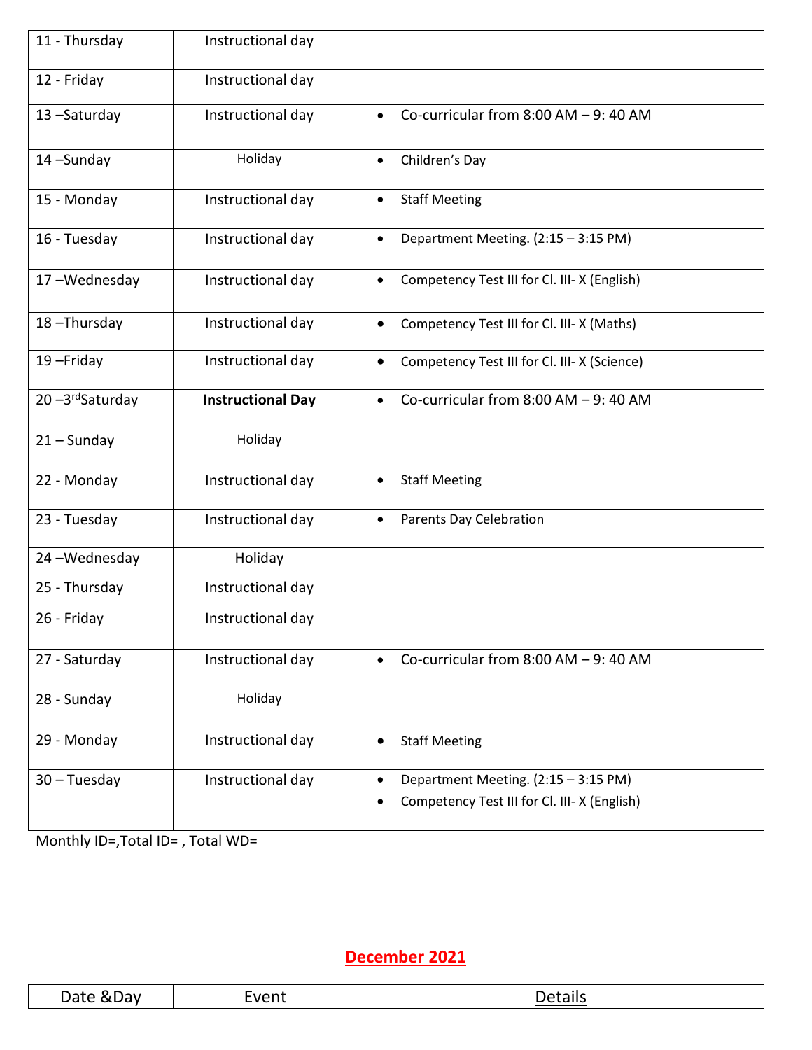| | | |
|---|---|---|
| 11 - Thursday | Instructional day | |
| 12 - Friday | Instructional day | |
| 13 –Saturday | Instructional day | • Co-curricular from 8:00 AM – 9: 40 AM |
| 14 –Sunday | Holiday | • Children's Day |
| 15 - Monday | Instructional day | • Staff Meeting |
| 16 - Tuesday | Instructional day | • Department Meeting. (2:15 – 3:15 PM) |
| 17 –Wednesday | Instructional day | • Competency Test III for Cl. III- X (English) |
| 18 –Thursday | Instructional day | • Competency Test III for Cl. III- X (Maths) |
| 19 –Friday | Instructional day | • Competency Test III for Cl. III- X (Science) |
| 20 –3rd Saturday | **Instructional Day** | • Co-curricular from 8:00 AM – 9: 40 AM |
| 21 – Sunday | Holiday | |
| 22 - Monday | Instructional day | • Staff Meeting |
| 23 - Tuesday | Instructional day | • Parents Day Celebration |
| 24 –Wednesday | Holiday | |
| 25 - Thursday | Instructional day | |
| 26 - Friday | Instructional day | |
| 27 - Saturday | Instructional day | • Co-curricular from 8:00 AM – 9: 40 AM |
| 28 - Sunday | Holiday | |
| 29 - Monday | Instructional day | • Staff Meeting |
| 30 – Tuesday | Instructional day | • Department Meeting. (2:15 – 3:15 PM)<br>• Competency Test III for Cl. III- X (English) |

Monthly ID=,Total ID= , Total WD=

## December 2021

| Date &Day | Event | Details |
|---|---|---|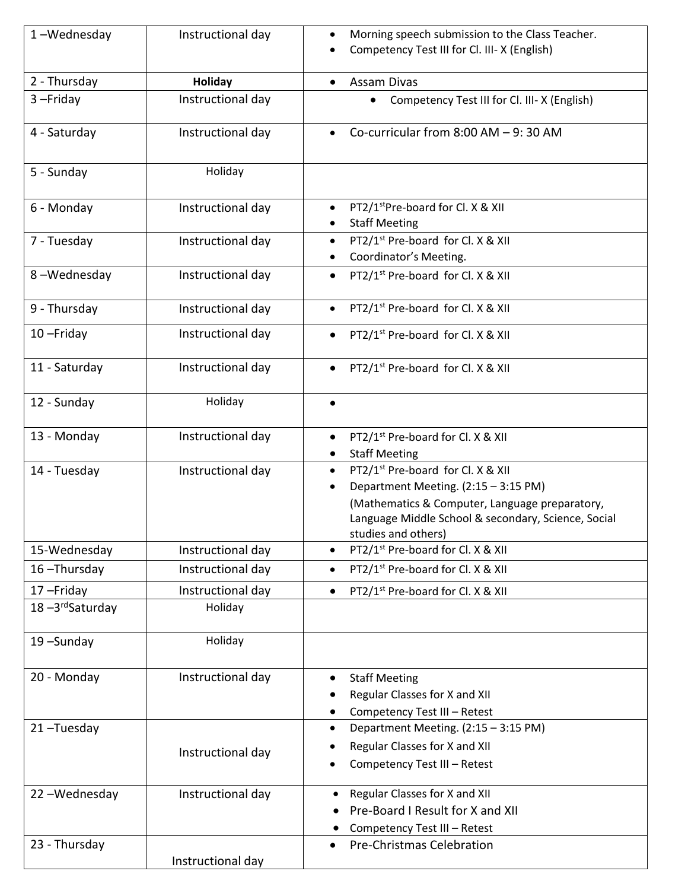| | | |
|---|---|---|
| 1 –Wednesday | Instructional day | • Morning speech submission to the Class Teacher.<br>• Competency Test III for Cl. III- X (English) |
| 2 - Thursday | **Holiday** | • Assam Divas |
| 3 –Friday | Instructional day | • Competency Test III for Cl. III- X (English) |
| 4 - Saturday | Instructional day | • Co-curricular from 8:00 AM – 9: 30 AM |
| 5 - Sunday | Holiday | |
| 6 - Monday | Instructional day | • PT2/1st Pre-board for Cl. X & XII<br>• Staff Meeting |
| 7 - Tuesday | Instructional day | • PT2/1st Pre-board for Cl. X & XII<br>• Coordinator's Meeting. |
| 8 –Wednesday | Instructional day | • PT2/1st Pre-board for Cl. X & XII |
| 9 - Thursday | Instructional day | • PT2/1st Pre-board for Cl. X & XII |
| 10 –Friday | Instructional day | • PT2/1st Pre-board for Cl. X & XII |
| 11 - Saturday | Instructional day | • PT2/1st Pre-board for Cl. X & XII |
| 12 - Sunday | Holiday | • |
| 13 - Monday | Instructional day | • PT2/1st Pre-board for Cl. X & XII<br>• Staff Meeting |
| 14 - Tuesday | Instructional day | • PT2/1st Pre-board for Cl. X & XII<br>• Department Meeting. (2:15 – 3:15 PM) (Mathematics & Computer, Language preparatory, Language Middle School & secondary, Science, Social studies and others) |
| 15-Wednesday | Instructional day | • PT2/1st Pre-board for Cl. X & XII |
| 16 –Thursday | Instructional day | • PT2/1st Pre-board for Cl. X & XII |
| 17 –Friday | Instructional day | • PT2/1st Pre-board for Cl. X & XII |
| 18 –3rd Saturday | Holiday | |
| 19 –Sunday | Holiday | |
| 20 - Monday | Instructional day | • Staff Meeting<br>• Regular Classes for X and XII<br>• Competency Test III – Retest |
| 21 –Tuesday | Instructional day | • Department Meeting. (2:15 – 3:15 PM)<br>• Regular Classes for X and XII<br>• Competency Test III – Retest |
| 22 –Wednesday | Instructional day | • Regular Classes for X and XII<br>• Pre-Board I Result for X and XII<br>• Competency Test III – Retest |
| 23 - Thursday | Instructional day | • Pre-Christmas Celebration |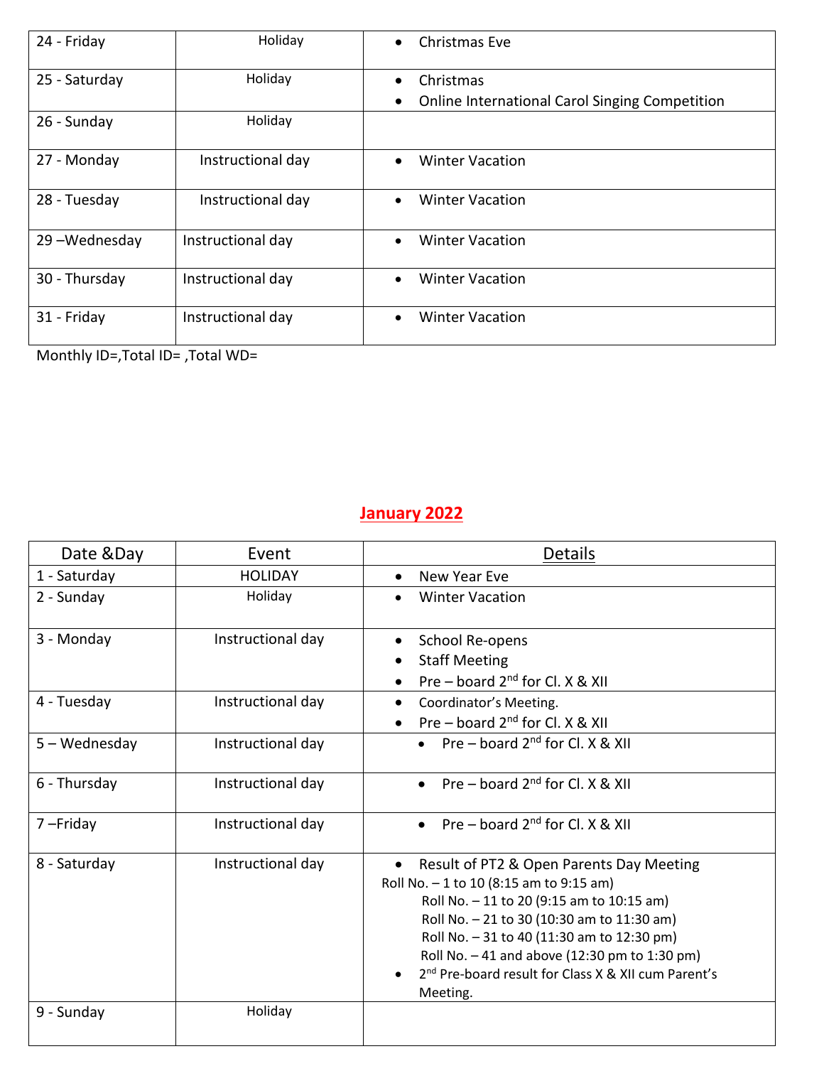| 24 - Friday | Holiday | • Christmas Eve |
|---|---|---|
| 25 - Saturday | Holiday | • Christmas<br>• Online International Carol Singing Competition |
| 26 - Sunday | Holiday | |
| 27 - Monday | Instructional day | • Winter Vacation |
| 28 - Tuesday | Instructional day | • Winter Vacation |
| 29 –Wednesday | Instructional day | • Winter Vacation |
| 30 - Thursday | Instructional day | • Winter Vacation |
| 31 - Friday | Instructional day | • Winter Vacation |

Monthly ID=,Total ID= ,Total WD=

## January 2022

| Date &Day | Event | Details |
|---|---|---|
| 1 - Saturday | HOLIDAY | • New Year Eve |
| 2 - Sunday | Holiday | • Winter Vacation |
| 3 - Monday | Instructional day | • School Re-opens<br>• Staff Meeting<br>• Pre – board 2nd for Cl. X & XII |
| 4 - Tuesday | Instructional day | • Coordinator's Meeting.<br>• Pre – board 2nd for Cl. X & XII |
| 5 – Wednesday | Instructional day | • Pre – board 2nd for Cl. X & XII |
| 6 - Thursday | Instructional day | • Pre – board 2nd for Cl. X & XII |
| 7 –Friday | Instructional day | • Pre – board 2nd for Cl. X & XII |
| 8 - Saturday | Instructional day | • Result of PT2 & Open Parents Day Meeting<br>Roll No. – 1 to 10 (8:15 am to 9:15 am)<br>Roll No. – 11 to 20 (9:15 am to 10:15 am)<br>Roll No. – 21 to 30 (10:30 am to 11:30 am)<br>Roll No. – 31 to 40 (11:30 am to 12:30 pm)<br>Roll No. – 41 and above (12:30 pm to 1:30 pm)<br>• 2nd Pre-board result for Class X & XII cum Parent's Meeting. |
| 9 - Sunday | Holiday | |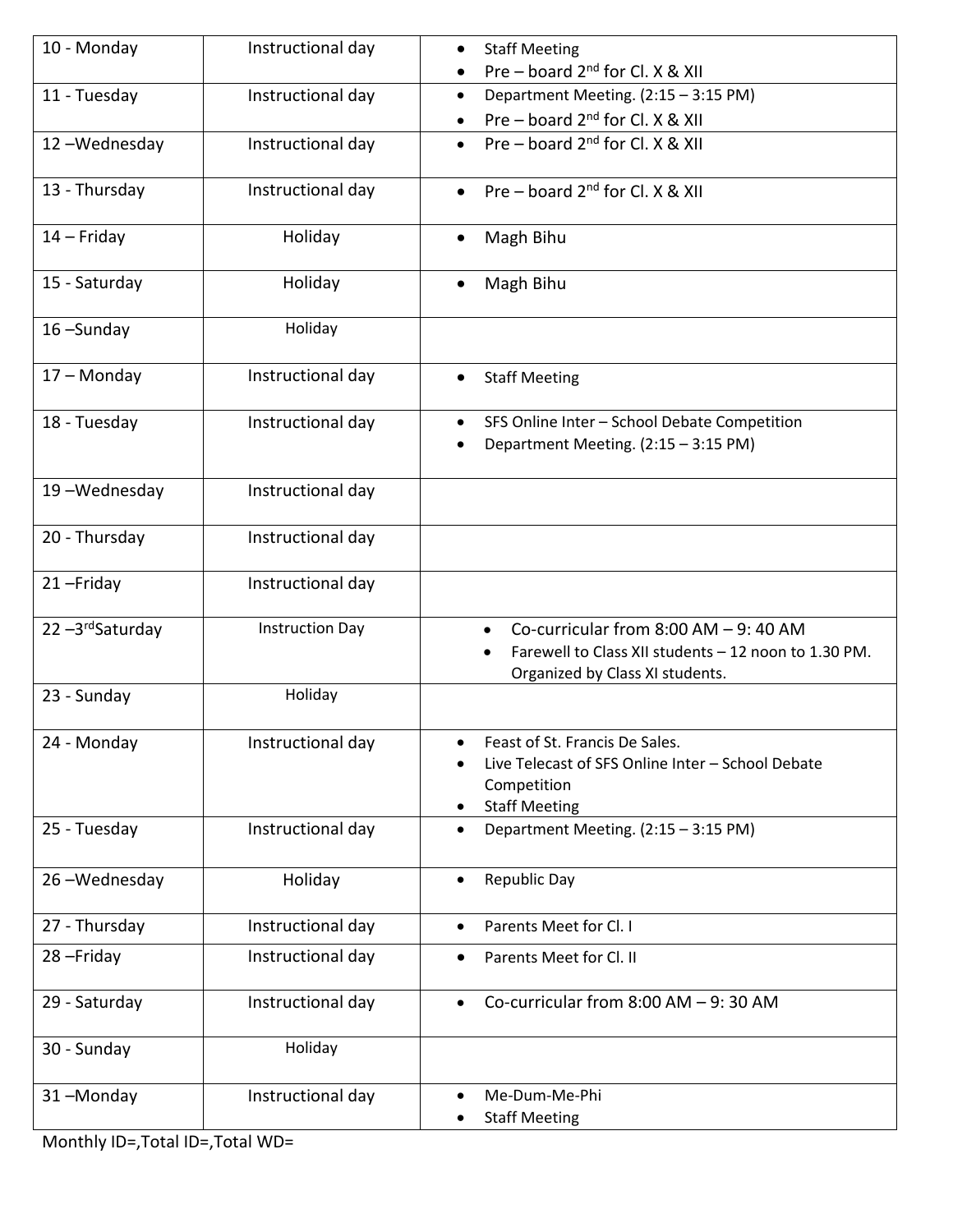| 10 - Monday | Instructional day | • Staff Meeting<br>• Pre – board 2nd for Cl. X & XII |
|---|---|---|
| 11 - Tuesday | Instructional day | • Department Meeting. (2:15 – 3:15 PM)<br>• Pre – board 2nd for Cl. X & XII |
| 12 –Wednesday | Instructional day | • Pre – board 2nd for Cl. X & XII |
| 13 - Thursday | Instructional day | • Pre – board 2nd for Cl. X & XII |
| 14 – Friday | Holiday | • Magh Bihu |
| 15 - Saturday | Holiday | • Magh Bihu |
| 16 –Sunday | Holiday | |
| 17 – Monday | Instructional day | • Staff Meeting |
| 18 - Tuesday | Instructional day | • SFS Online Inter – School Debate Competition<br>• Department Meeting. (2:15 – 3:15 PM) |
| 19 –Wednesday | Instructional day | |
| 20 - Thursday | Instructional day | |
| 21 –Friday | Instructional day | |
| 22 –3rd Saturday | Instruction Day | • Co-curricular from 8:00 AM – 9: 40 AM<br>• Farewell to Class XII students – 12 noon to 1.30 PM. Organized by Class XI students. |
| 23 - Sunday | Holiday | |
| 24 - Monday | Instructional day | • Feast of St. Francis De Sales.<br>• Live Telecast of SFS Online Inter – School Debate Competition<br>• Staff Meeting |
| 25 - Tuesday | Instructional day | • Department Meeting. (2:15 – 3:15 PM) |
| 26 –Wednesday | Holiday | • Republic Day |
| 27 - Thursday | Instructional day | • Parents Meet for Cl. I |
| 28 –Friday | Instructional day | • Parents Meet for Cl. II |
| 29 - Saturday | Instructional day | • Co-curricular from 8:00 AM – 9: 30 AM |
| 30 - Sunday | Holiday | |
| 31 –Monday | Instructional day | • Me-Dum-Me-Phi<br>• Staff Meeting |

Monthly ID=,Total ID=,Total WD=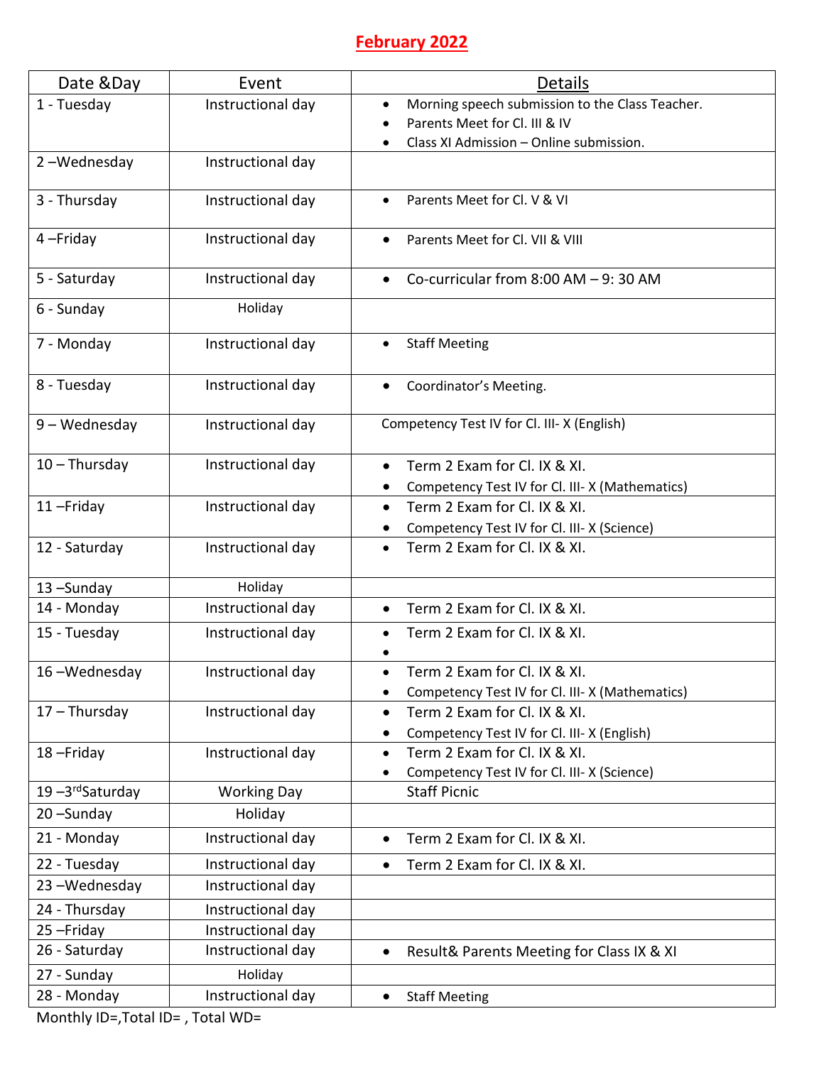# February 2022

| Date &Day | Event | Details |
|---|---|---|
| 1 - Tuesday | Instructional day | • Morning speech submission to the Class Teacher.<br>• Parents Meet for Cl. III & IV<br>• Class XI Admission – Online submission. |
| 2 –Wednesday | Instructional day | |
| 3 - Thursday | Instructional day | • Parents Meet for Cl. V & VI |
| 4 –Friday | Instructional day | • Parents Meet for Cl. VII & VIII |
| 5 - Saturday | Instructional day | • Co-curricular from 8:00 AM – 9: 30 AM |
| 6 - Sunday | Holiday | |
| 7 - Monday | Instructional day | • Staff Meeting |
| 8 - Tuesday | Instructional day | • Coordinator's Meeting. |
| 9 – Wednesday | Instructional day | Competency Test IV for Cl. III- X (English) |
| 10 – Thursday | Instructional day | • Term 2 Exam for Cl. IX & XI.<br>• Competency Test IV for Cl. III- X (Mathematics) |
| 11 –Friday | Instructional day | • Term 2 Exam for Cl. IX & XI.<br>• Competency Test IV for Cl. III- X (Science) |
| 12 - Saturday | Instructional day | • Term 2 Exam for Cl. IX & XI. |
| 13 –Sunday | Holiday | |
| 14 - Monday | Instructional day | • Term 2 Exam for Cl. IX & XI. |
| 15 - Tuesday | Instructional day | • Term 2 Exam for Cl. IX & XI.<br>• |
| 16 –Wednesday | Instructional day | • Term 2 Exam for Cl. IX & XI.<br>• Competency Test IV for Cl. III- X (Mathematics) |
| 17 – Thursday | Instructional day | • Term 2 Exam for Cl. IX & XI.<br>• Competency Test IV for Cl. III- X (English) |
| 18 –Friday | Instructional day | • Term 2 Exam for Cl. IX & XI.<br>• Competency Test IV for Cl. III- X (Science) |
| 19 –3rd Saturday | Working Day | Staff Picnic |
| 20 –Sunday | Holiday | |
| 21 - Monday | Instructional day | • Term 2 Exam for Cl. IX & XI. |
| 22 - Tuesday | Instructional day | • Term 2 Exam for Cl. IX & XI. |
| 23 –Wednesday | Instructional day | |
| 24 - Thursday | Instructional day | |
| 25 –Friday | Instructional day | |
| 26 - Saturday | Instructional day | • Result& Parents Meeting for Class IX & XI |
| 27 - Sunday | Holiday | |
| 28 - Monday | Instructional day | • Staff Meeting |

Monthly ID=,Total ID= , Total WD=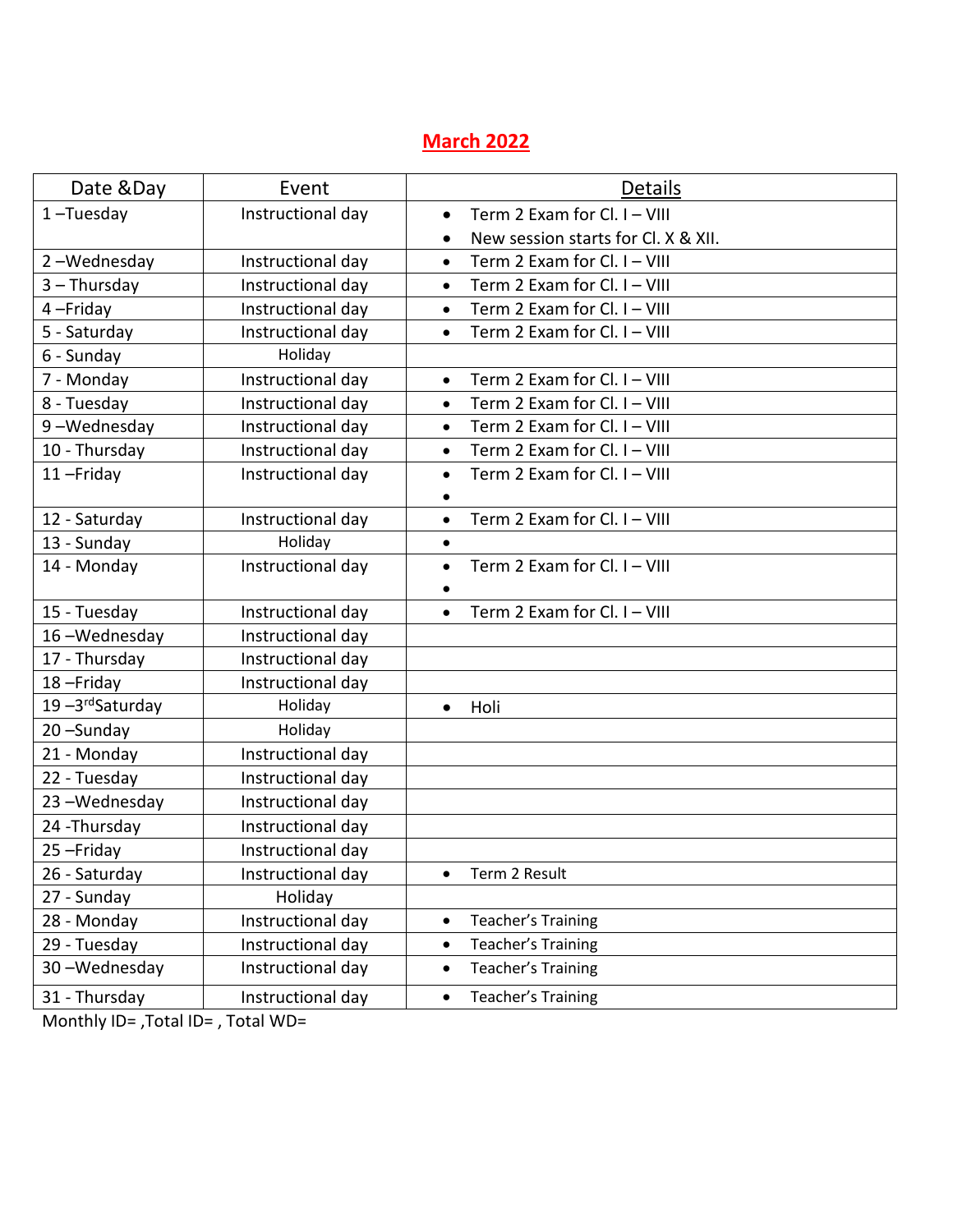# March 2022

| Date &Day | Event | Details |
|---|---|---|
| 1 –Tuesday | Instructional day | • Term 2 Exam for Cl. I – VIII<br>• New session starts for Cl. X & XII. |
| 2 –Wednesday | Instructional day | • Term 2 Exam for Cl. I – VIII |
| 3 – Thursday | Instructional day | • Term 2 Exam for Cl. I – VIII |
| 4 –Friday | Instructional day | • Term 2 Exam for Cl. I – VIII |
| 5 - Saturday | Instructional day | • Term 2 Exam for Cl. I – VIII |
| 6 - Sunday | Holiday | |
| 7 - Monday | Instructional day | • Term 2 Exam for Cl. I – VIII |
| 8 - Tuesday | Instructional day | • Term 2 Exam for Cl. I – VIII |
| 9 –Wednesday | Instructional day | • Term 2 Exam for Cl. I – VIII |
| 10 - Thursday | Instructional day | • Term 2 Exam for Cl. I – VIII |
| 11 –Friday | Instructional day | • Term 2 Exam for Cl. I – VIII<br>• |
| 12 - Saturday | Instructional day | • Term 2 Exam for Cl. I – VIII |
| 13 - Sunday | Holiday | • |
| 14 - Monday | Instructional day | • Term 2 Exam for Cl. I – VIII<br>• |
| 15 - Tuesday | Instructional day | • Term 2 Exam for Cl. I – VIII |
| 16 –Wednesday | Instructional day | |
| 17 - Thursday | Instructional day | |
| 18 –Friday | Instructional day | |
| 19 –3rd Saturday | Holiday | • Holi |
| 20 –Sunday | Holiday | |
| 21 - Monday | Instructional day | |
| 22 - Tuesday | Instructional day | |
| 23 –Wednesday | Instructional day | |
| 24 -Thursday | Instructional day | |
| 25 –Friday | Instructional day | |
| 26 - Saturday | Instructional day | • Term 2 Result |
| 27 - Sunday | Holiday | |
| 28 - Monday | Instructional day | • Teacher's Training |
| 29 - Tuesday | Instructional day | • Teacher's Training |
| 30 –Wednesday | Instructional day | • Teacher's Training |
| 31 - Thursday | Instructional day | • Teacher's Training |

Monthly ID= ,Total ID= , Total WD=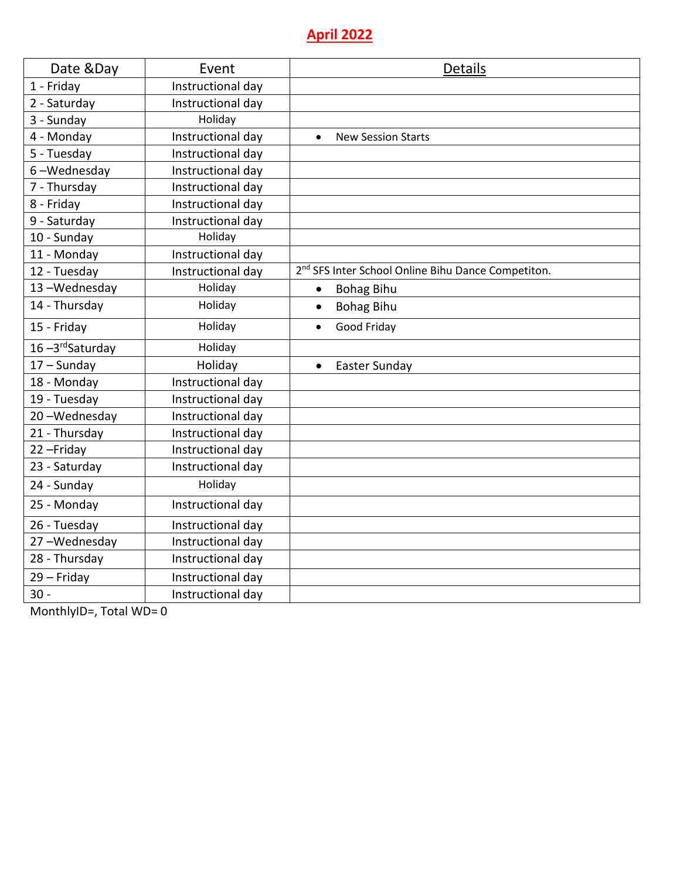# April 2022

| Date &Day | Event | Details |
|---|---|---|
| 1 - Friday | Instructional day | |
| 2 - Saturday | Instructional day | |
| 3 - Sunday | Holiday | |
| 4 - Monday | Instructional day | • New Session Starts |
| 5 - Tuesday | Instructional day | |
| 6 –Wednesday | Instructional day | |
| 7 - Thursday | Instructional day | |
| 8 - Friday | Instructional day | |
| 9 - Saturday | Instructional day | |
| 10 - Sunday | Holiday | |
| 11 - Monday | Instructional day | |
| 12 - Tuesday | Instructional day | 2nd SFS Inter School Online Bihu Dance Competiton. |
| 13 –Wednesday | Holiday | • Bohag Bihu |
| 14 - Thursday | Holiday | • Bohag Bihu |
| 15 - Friday | Holiday | • Good Friday |
| 16 –3rdSaturday | Holiday | |
| 17 – Sunday | Holiday | • Easter Sunday |
| 18 - Monday | Instructional day | |
| 19 - Tuesday | Instructional day | |
| 20 –Wednesday | Instructional day | |
| 21 - Thursday | Instructional day | |
| 22 –Friday | Instructional day | |
| 23 - Saturday | Instructional day | |
| 24 - Sunday | Holiday | |
| 25 - Monday | Instructional day | |
| 26 - Tuesday | Instructional day | |
| 27 –Wednesday | Instructional day | |
| 28 - Thursday | Instructional day | |
| 29 – Friday | Instructional day | |
| 30 - | Instructional day | |

MonthlyID=, Total WD= 0